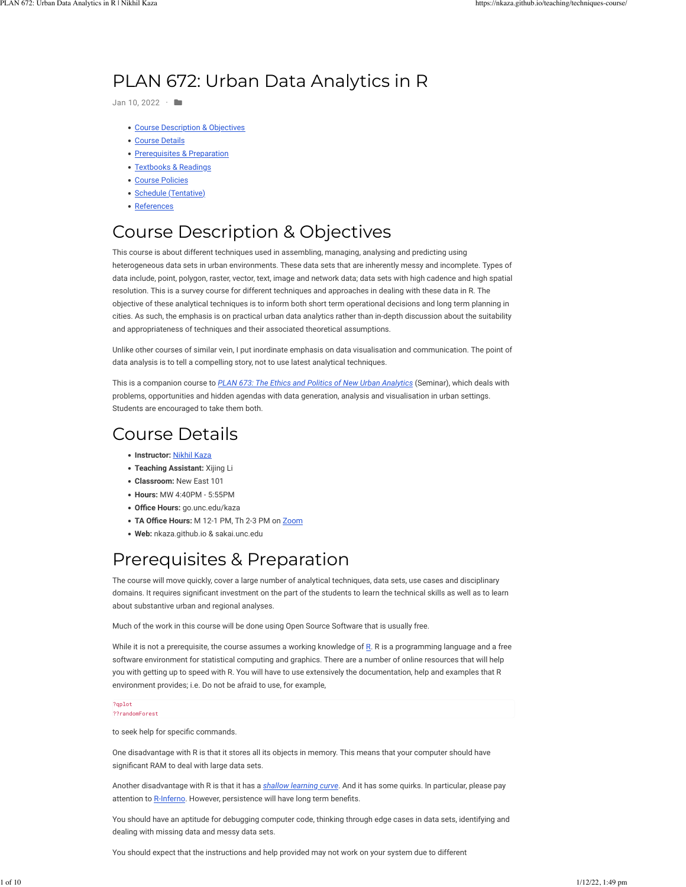# PLAN 672: Urban Data Analytics in R

Jan 10, 2022

- Course Description & Objectives
- Course Details
- Prerequisites & Preparation
- Textbooks & Readings
- Course Policies
- Schedule (Tentative)
- References

## Course Description & Objectives

This course is about different techniques used in assembling, managing, analysing and predicting using heterogeneous data sets in urban environments. These data sets that are inherently messy and incomplete. Types of data include, point, polygon, raster, vector, text, image and network data; data sets with high cadence and high spatial resolution. This is a survey course for different techniques and approaches in dealing with these data in R. The objective of these analytical techniques is to inform both short term operational decisions and long term planning in cities. As such, the emphasis is on practical urban data analytics rather than in-depth discussion about the suitability and appropriateness of techniques and their associated theoretical assumptions.

Unlike other courses of similar vein, I put inordinate emphasis on data visualisation and communication. The point of data analysis is to tell a compelling story, not to use latest analytical techniques.

This is a companion course to *PLAN 673: The Ethics and Politics of New Urban Analytics* (Seminar), which deals with problems, opportunities and hidden agendas with data generation, analysis and visualisation in urban settings. Students are encouraged to take them both.

## Course Details

- **Instructor:** Nikhil Kaza
- **Teaching Assistant:** Xijing Li
- **Classroom:** New East 101
- **Hours:** MW 4:40PM - 5:55PM
- **Office Hours:** go.unc.edu/kaza
- **TA Office Hours:** M 12-1 PM, Th 2-3 PM on Zoom
- **Web:** nkaza.github.io & sakai.unc.edu

## Prerequisites & Preparation

The course will move quickly, cover a large number of analytical techniques, data sets, use cases and disciplinary domains. It requires significant investment on the part of the students to learn the technical skills as well as to learn about substantive urban and regional analyses.

Much of the work in this course will be done using Open Source Software that is usually free.

While it is not a prerequisite, the course assumes a working knowledge of R. R is a programming language and a free software environment for statistical computing and graphics. There are a number of online resources that will help you with getting up to speed with R. You will have to use extensively the documentation, help and examples that R environment provides; i.e. Do not be afraid to use, for example,

```
?qplot
??randomForest
```

to seek help for specific commands.

One disadvantage with R is that it stores all its objects in memory. This means that your computer should have significant RAM to deal with large data sets.

Another disadvantage with R is that it has a *shallow learning curve*. And it has some quirks. In particular, please pay attention to R-Inferno. However, persistence will have long term benefits.

You should have an aptitude for debugging computer code, thinking through edge cases in data sets, identifying and dealing with missing data and messy data sets.

You should expect that the instructions and help provided may not work on your system due to different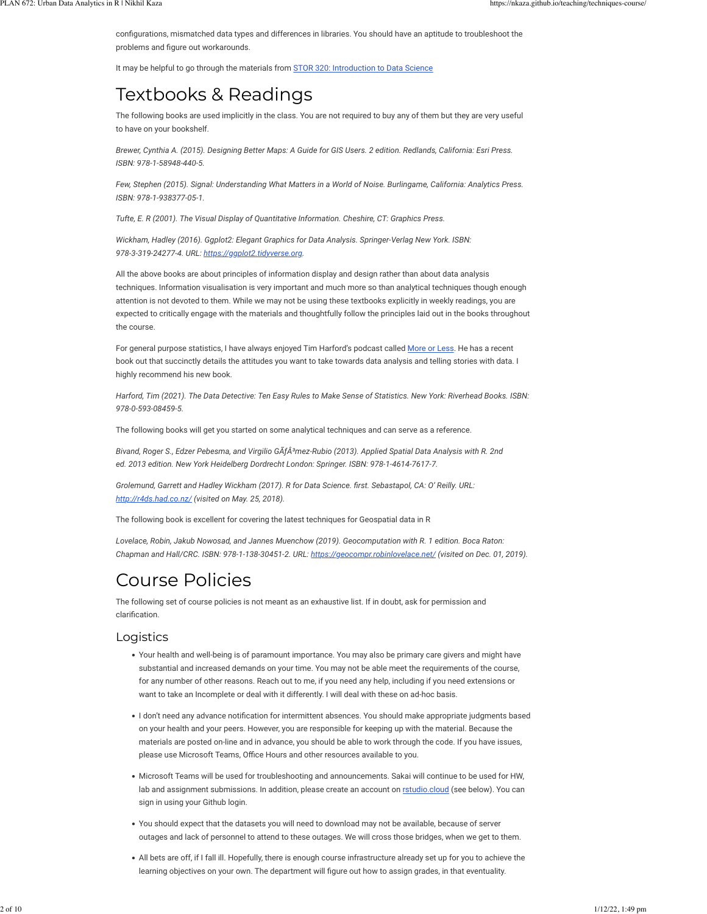configurations, mismatched data types and differences in libraries. You should have an aptitude to troubleshoot the problems and figure out workarounds.

It may be helpful to go through the materials from [STOR 320: Introduction to Data Science]

# Textbooks & Readings

The following books are used implicitly in the class. You are not required to buy any of them but they are very useful to have on your bookshelf.

*Brewer, Cynthia A. (2015). Designing Better Maps: A Guide for GIS Users. 2 edition. Redlands, California: Esri Press. ISBN: 978-1-58948-440-5.*

*Few, Stephen (2015). Signal: Understanding What Matters in a World of Noise. Burlingame, California: Analytics Press. ISBN: 978-1-938377-05-1.*

*Tufte, E. R (2001). The Visual Display of Quantitative Information. Cheshire, CT: Graphics Press.*

*Wickham, Hadley (2016). Ggplot2: Elegant Graphics for Data Analysis. Springer-Verlag New York. ISBN: 978-3-319-24277-4. URL: https://ggplot2.tidyverse.org.*

All the above books are about principles of information display and design rather than about data analysis techniques. Information visualisation is very important and much more so than analytical techniques though enough attention is not devoted to them. While we may not be using these textbooks explicitly in weekly readings, you are expected to critically engage with the materials and thoughtfully follow the principles laid out in the books throughout the course.

For general purpose statistics, I have always enjoyed Tim Harford's podcast called More or Less. He has a recent book out that succinctly details the attitudes you want to take towards data analysis and telling stories with data. I highly recommend his new book.

*Harford, Tim (2021). The Data Detective: Ten Easy Rules to Make Sense of Statistics. New York: Riverhead Books. ISBN: 978-0-593-08459-5.*

The following books will get you started on some analytical techniques and can serve as a reference.

*Bivand, Roger S., Edzer Pebesma, and Virgilio GÃƒÂ³mez-Rubio (2013). Applied Spatial Data Analysis with R. 2nd ed. 2013 edition. New York Heidelberg Dordrecht London: Springer. ISBN: 978-1-4614-7617-7.*

*Grolemund, Garrett and Hadley Wickham (2017). R for Data Science. first. Sebastapol, CA: O' Reilly. URL: http://r4ds.had.co.nz/ (visited on May. 25, 2018).*

The following book is excellent for covering the latest techniques for Geospatial data in R

*Lovelace, Robin, Jakub Nowosad, and Jannes Muenchow (2019). Geocomputation with R. 1 edition. Boca Raton: Chapman and Hall/CRC. ISBN: 978-1-138-30451-2. URL: https://geocompr.robinlovelace.net/ (visited on Dec. 01, 2019).*

# Course Policies

The following set of course policies is not meant as an exhaustive list. If in doubt, ask for permission and clarification.

## Logistics

- Your health and well-being is of paramount importance. You may also be primary care givers and might have substantial and increased demands on your time. You may not be able meet the requirements of the course, for any number of other reasons. Reach out to me, if you need any help, including if you need extensions or want to take an Incomplete or deal with it differently. I will deal with these on ad-hoc basis.
- I don't need any advance notification for intermittent absences. You should make appropriate judgments based on your health and your peers. However, you are responsible for keeping up with the material. Because the materials are posted on-line and in advance, you should be able to work through the code. If you have issues, please use Microsoft Teams, Office Hours and other resources available to you.
- Microsoft Teams will be used for troubleshooting and announcements. Sakai will continue to be used for HW, lab and assignment submissions. In addition, please create an account on rstudio.cloud (see below). You can sign in using your Github login.
- You should expect that the datasets you will need to download may not be available, because of server outages and lack of personnel to attend to these outages. We will cross those bridges, when we get to them.
- All bets are off, if I fall ill. Hopefully, there is enough course infrastructure already set up for you to achieve the learning objectives on your own. The department will figure out how to assign grades, in that eventuality.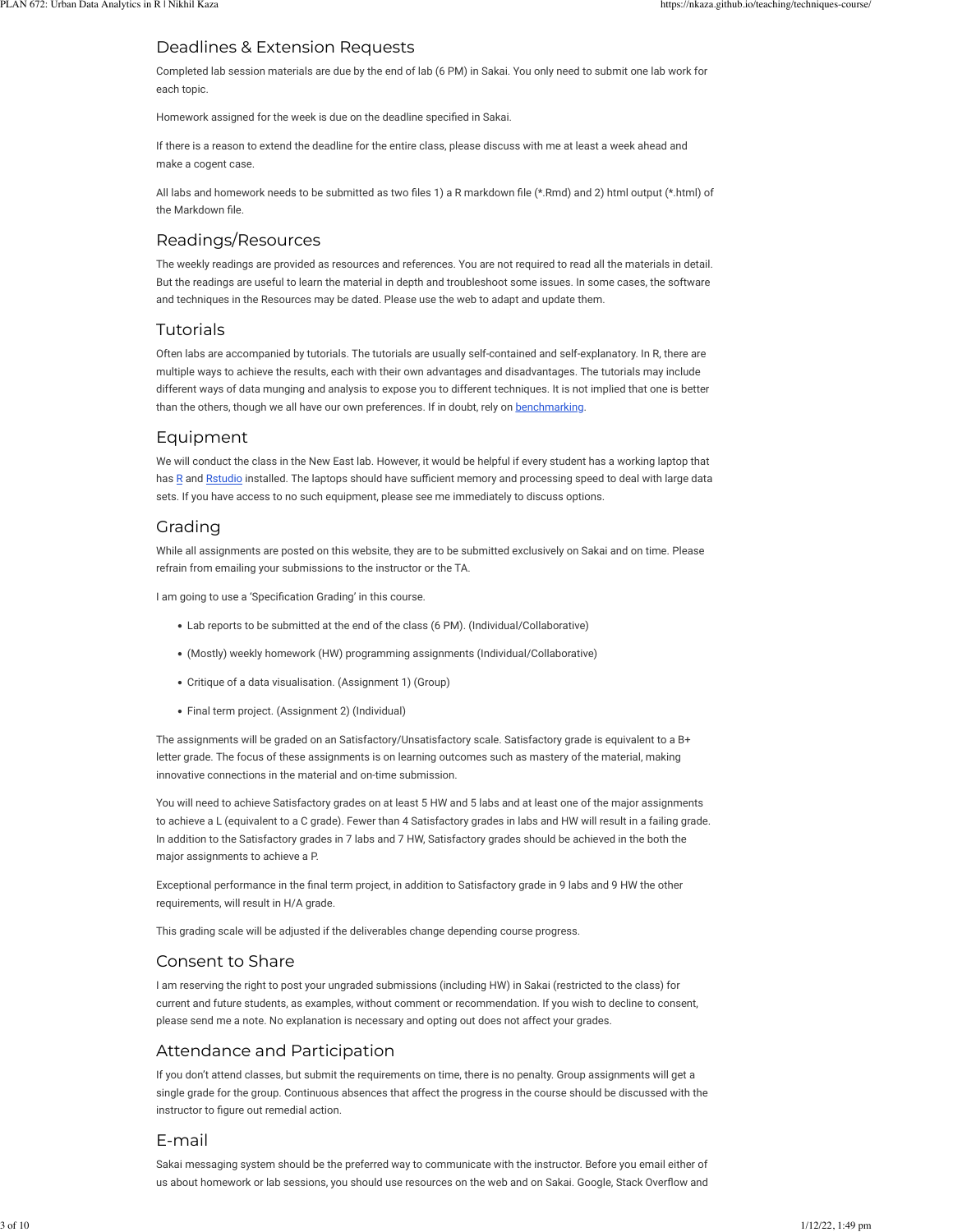## Deadlines & Extension Requests

Completed lab session materials are due by the end of lab (6 PM) in Sakai. You only need to submit one lab work for each topic.

Homework assigned for the week is due on the deadline specified in Sakai.

If there is a reason to extend the deadline for the entire class, please discuss with me at least a week ahead and make a cogent case.

All labs and homework needs to be submitted as two files 1) a R markdown file (*.Rmd) and 2) html output (*.html) of the Markdown file.

## Readings/Resources

The weekly readings are provided as resources and references. You are not required to read all the materials in detail. But the readings are useful to learn the material in depth and troubleshoot some issues. In some cases, the software and techniques in the Resources may be dated. Please use the web to adapt and update them.

## Tutorials

Often labs are accompanied by tutorials. The tutorials are usually self-contained and self-explanatory. In R, there are multiple ways to achieve the results, each with their own advantages and disadvantages. The tutorials may include different ways of data munging and analysis to expose you to different techniques. It is not implied that one is better than the others, though we all have our own preferences. If in doubt, rely on benchmarking.

## Equipment

We will conduct the class in the New East lab. However, it would be helpful if every student has a working laptop that has R and Rstudio installed. The laptops should have sufficient memory and processing speed to deal with large data sets. If you have access to no such equipment, please see me immediately to discuss options.

## Grading

While all assignments are posted on this website, they are to be submitted exclusively on Sakai and on time. Please refrain from emailing your submissions to the instructor or the TA.

I am going to use a 'Specification Grading' in this course.

- Lab reports to be submitted at the end of the class (6 PM). (Individual/Collaborative)
- (Mostly) weekly homework (HW) programming assignments (Individual/Collaborative)
- Critique of a data visualisation. (Assignment 1) (Group)
- Final term project. (Assignment 2) (Individual)

The assignments will be graded on an Satisfactory/Unsatisfactory scale. Satisfactory grade is equivalent to a B+ letter grade. The focus of these assignments is on learning outcomes such as mastery of the material, making innovative connections in the material and on-time submission.

You will need to achieve Satisfactory grades on at least 5 HW and 5 labs and at least one of the major assignments to achieve a L (equivalent to a C grade). Fewer than 4 Satisfactory grades in labs and HW will result in a failing grade. In addition to the Satisfactory grades in 7 labs and 7 HW, Satisfactory grades should be achieved in the both the major assignments to achieve a P.

Exceptional performance in the final term project, in addition to Satisfactory grade in 9 labs and 9 HW the other requirements, will result in H/A grade.

This grading scale will be adjusted if the deliverables change depending course progress.

## Consent to Share

I am reserving the right to post your ungraded submissions (including HW) in Sakai (restricted to the class) for current and future students, as examples, without comment or recommendation. If you wish to decline to consent, please send me a note. No explanation is necessary and opting out does not affect your grades.

## Attendance and Participation

If you don't attend classes, but submit the requirements on time, there is no penalty. Group assignments will get a single grade for the group. Continuous absences that affect the progress in the course should be discussed with the instructor to figure out remedial action.

## E-mail

Sakai messaging system should be the preferred way to communicate with the instructor. Before you email either of us about homework or lab sessions, you should use resources on the web and on Sakai. Google, Stack Overflow and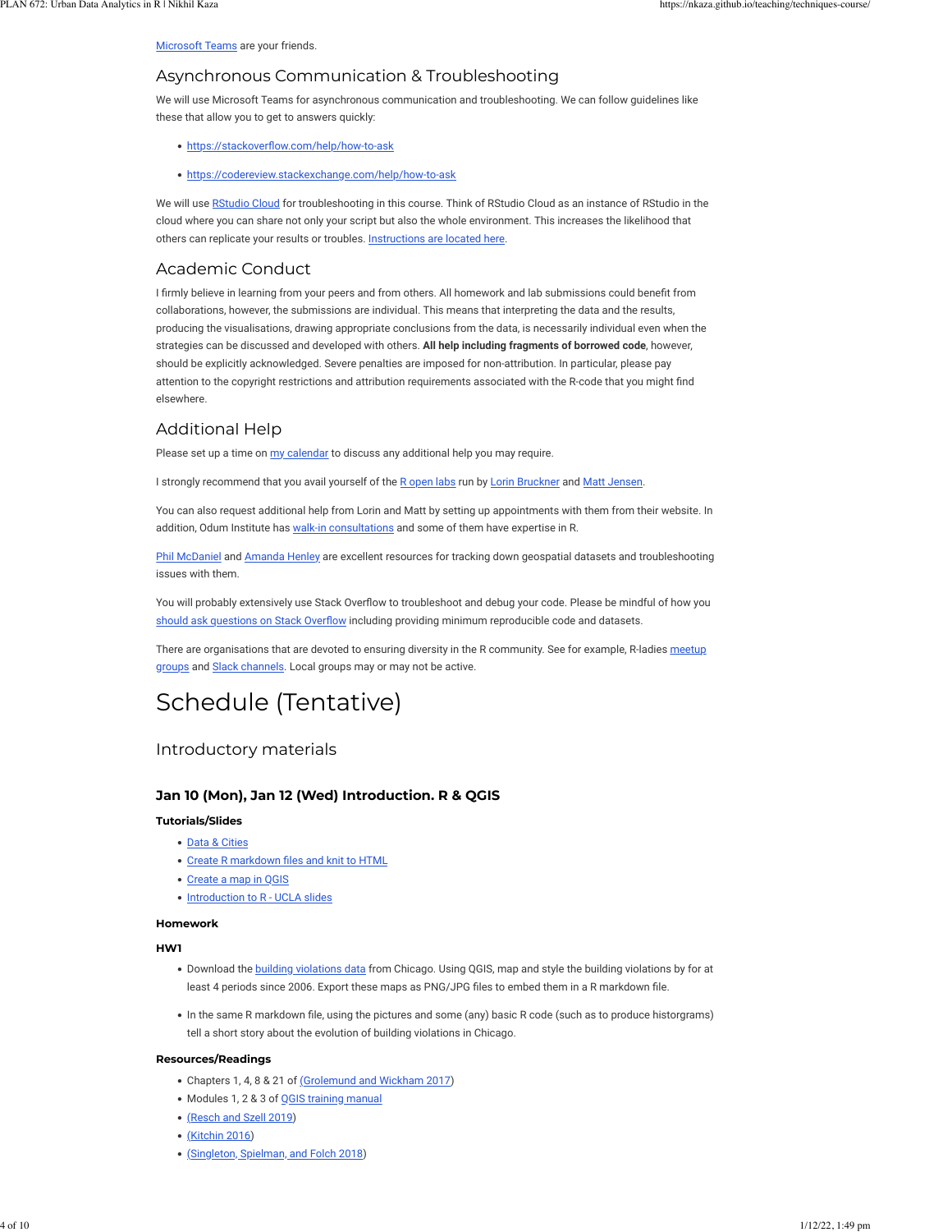Microsoft Teams are your friends.

## Asynchronous Communication & Troubleshooting

We will use Microsoft Teams for asynchronous communication and troubleshooting. We can follow guidelines like these that allow you to get to answers quickly:

- https://stackoverflow.com/help/how-to-ask
- https://codereview.stackexchange.com/help/how-to-ask

We will use RStudio Cloud for troubleshooting in this course. Think of RStudio Cloud as an instance of RStudio in the cloud where you can share not only your script but also the whole environment. This increases the likelihood that others can replicate your results or troubles. Instructions are located here.

## Academic Conduct

I firmly believe in learning from your peers and from others. All homework and lab submissions could benefit from collaborations, however, the submissions are individual. This means that interpreting the data and the results, producing the visualisations, drawing appropriate conclusions from the data, is necessarily individual even when the strategies can be discussed and developed with others. **All help including fragments of borrowed code**, however, should be explicitly acknowledged. Severe penalties are imposed for non-attribution. In particular, please pay attention to the copyright restrictions and attribution requirements associated with the R-code that you might find elsewhere.

## Additional Help

Please set up a time on my calendar to discuss any additional help you may require.

I strongly recommend that you avail yourself of the R open labs run by Lorin Bruckner and Matt Jensen.

You can also request additional help from Lorin and Matt by setting up appointments with them from their website. In addition, Odum Institute has walk-in consultations and some of them have expertise in R.

Phil McDaniel and Amanda Henley are excellent resources for tracking down geospatial datasets and troubleshooting issues with them.

You will probably extensively use Stack Overflow to troubleshoot and debug your code. Please be mindful of how you should ask questions on Stack Overflow including providing minimum reproducible code and datasets.

There are organisations that are devoted to ensuring diversity in the R community. See for example, R-ladies meetup groups and Slack channels. Local groups may or may not be active.

# Schedule (Tentative)

## Introductory materials

### Jan 10 (Mon), Jan 12 (Wed) Introduction. R & QGIS

**Tutorials/Slides**

- Data & Cities
- Create R markdown files and knit to HTML
- Create a map in QGIS
- Introduction to R - UCLA slides

**Homework**

**HW1**

- Download the building violations data from Chicago. Using QGIS, map and style the building violations by for at least 4 periods since 2006. Export these maps as PNG/JPG files to embed them in a R markdown file.
- In the same R markdown file, using the pictures and some (any) basic R code (such as to produce historgrams) tell a short story about the evolution of building violations in Chicago.

**Resources/Readings**

- Chapters 1, 4, 8 & 21 of (Grolemund and Wickham 2017)
- Modules 1, 2 & 3 of QGIS training manual
- (Resch and Szell 2019)
- (Kitchin 2016)
- (Singleton, Spielman, and Folch 2018)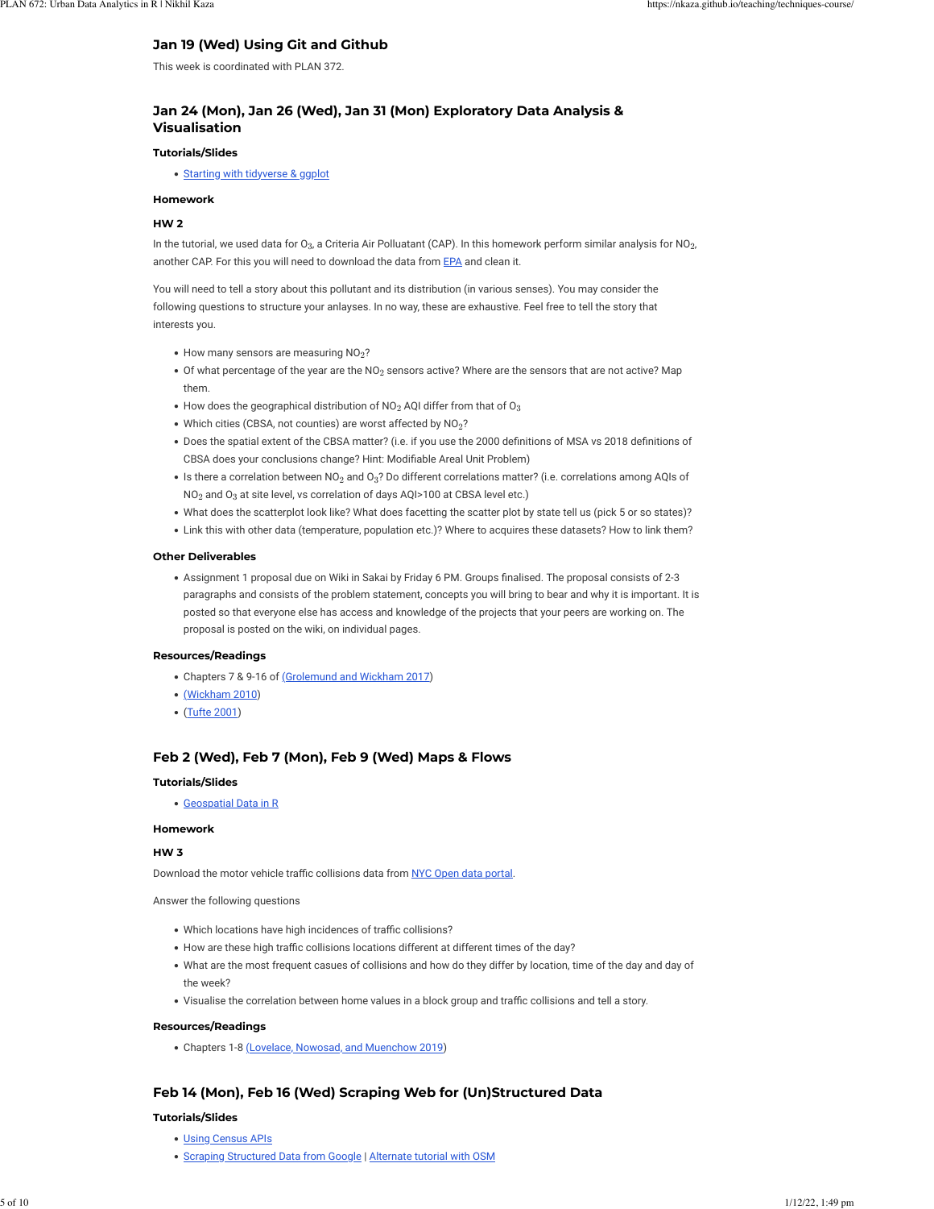### Jan 19 (Wed) Using Git and Github

This week is coordinated with PLAN 372.

### Jan 24 (Mon), Jan 26 (Wed), Jan 31 (Mon) Exploratory Data Analysis & Visualisation

#### Tutorials/Slides

- Starting with tidyverse & ggplot

#### Homework

#### HW 2

In the tutorial, we used data for $O_3$, a Criteria Air Polluatant (CAP). In this homework perform similar analysis for $NO_2$, another CAP. For this you will need to download the data from EPA and clean it.

You will need to tell a story about this pollutant and its distribution (in various senses). You may consider the following questions to structure your anlayses. In no way, these are exhaustive. Feel free to tell the story that interests you.

- How many sensors are measuring $NO_2$?
- Of what percentage of the year are the $NO_2$ sensors active? Where are the sensors that are not active? Map them.
- How does the geographical distribution of $NO_2$ AQI differ from that of $O_3$
- Which cities (CBSA, not counties) are worst affected by $NO_2$?
- Does the spatial extent of the CBSA matter? (i.e. if you use the 2000 definitions of MSA vs 2018 definitions of CBSA does your conclusions change? Hint: Modifiable Areal Unit Problem)
- Is there a correlation between $NO_2$ and $O_3$? Do different correlations matter? (i.e. correlations among AQIs of $NO_2$ and $O_3$ at site level, vs correlation of days AQI>100 at CBSA level etc.)
- What does the scatterplot look like? What does facetting the scatter plot by state tell us (pick 5 or so states)?
- Link this with other data (temperature, population etc.)? Where to acquires these datasets? How to link them?

#### Other Deliverables

- Assignment 1 proposal due on Wiki in Sakai by Friday 6 PM. Groups finalised. The proposal consists of 2-3 paragraphs and consists of the problem statement, concepts you will bring to bear and why it is important. It is posted so that everyone else has access and knowledge of the projects that your peers are working on. The proposal is posted on the wiki, on individual pages.

#### Resources/Readings

- Chapters 7 & 9-16 of (Grolemund and Wickham 2017)
- (Wickham 2010)
- (Tufte 2001)

### Feb 2 (Wed), Feb 7 (Mon), Feb 9 (Wed) Maps & Flows

#### Tutorials/Slides

- Geospatial Data in R

#### Homework

#### HW 3

Download the motor vehicle traffic collisions data from NYC Open data portal.

Answer the following questions

- Which locations have high incidences of traffic collisions?
- How are these high traffic collisions locations different at different times of the day?
- What are the most frequent casues of collisions and how do they differ by location, time of the day and day of the week?
- Visualise the correlation between home values in a block group and traffic collisions and tell a story.

#### Resources/Readings

- Chapters 1-8 (Lovelace, Nowosad, and Muenchow 2019)

### Feb 14 (Mon), Feb 16 (Wed) Scraping Web for (Un)Structured Data

#### Tutorials/Slides

- Using Census APIs
- Scraping Structured Data from Google | Alternate tutorial with OSM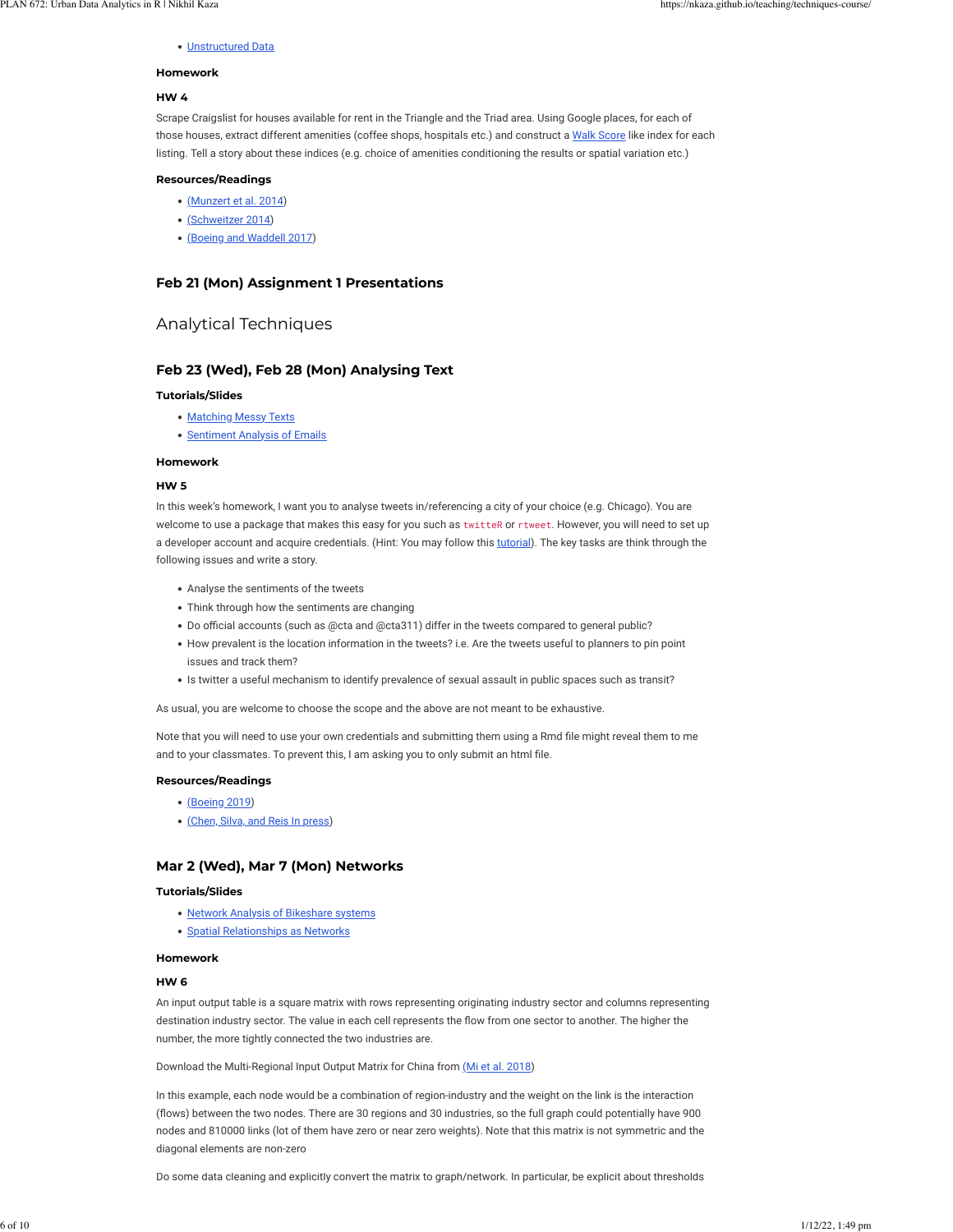- Unstructured Data

**Homework**

**HW 4**

Scrape Craigslist for houses available for rent in the Triangle and the Triad area. Using Google places, for each of those houses, extract different amenities (coffee shops, hospitals etc.) and construct a Walk Score like index for each listing. Tell a story about these indices (e.g. choice of amenities conditioning the results or spatial variation etc.)

**Resources/Readings**

- (Munzert et al. 2014)
- (Schweitzer 2014)
- (Boeing and Waddell 2017)

### Feb 21 (Mon) Assignment 1 Presentations

## Analytical Techniques

### Feb 23 (Wed), Feb 28 (Mon) Analysing Text

**Tutorials/Slides**

- Matching Messy Texts
- Sentiment Analysis of Emails

**Homework**

**HW 5**

In this week's homework, I want you to analyse tweets in/referencing a city of your choice (e.g. Chicago). You are welcome to use a package that makes this easy for you such as `twitteR` or `rtweet`. However, you will need to set up a developer account and acquire credentials. (Hint: You may follow this tutorial). The key tasks are think through the following issues and write a story.

- Analyse the sentiments of the tweets
- Think through how the sentiments are changing
- Do official accounts (such as @cta and @cta311) differ in the tweets compared to general public?
- How prevalent is the location information in the tweets? i.e. Are the tweets useful to planners to pin point issues and track them?
- Is twitter a useful mechanism to identify prevalence of sexual assault in public spaces such as transit?

As usual, you are welcome to choose the scope and the above are not meant to be exhaustive.

Note that you will need to use your own credentials and submitting them using a Rmd file might reveal them to me and to your classmates. To prevent this, I am asking you to only submit an html file.

**Resources/Readings**

- (Boeing 2019)
- (Chen, Silva, and Reis In press)

### Mar 2 (Wed), Mar 7 (Mon) Networks

**Tutorials/Slides**

- Network Analysis of Bikeshare systems
- Spatial Relationships as Networks

**Homework**

**HW 6**

An input output table is a square matrix with rows representing originating industry sector and columns representing destination industry sector. The value in each cell represents the flow from one sector to another. The higher the number, the more tightly connected the two industries are.

Download the Multi-Regional Input Output Matrix for China from (Mi et al. 2018)

In this example, each node would be a combination of region-industry and the weight on the link is the interaction (flows) between the two nodes. There are 30 regions and 30 industries, so the full graph could potentially have 900 nodes and 810000 links (lot of them have zero or near zero weights). Note that this matrix is not symmetric and the diagonal elements are non-zero

Do some data cleaning and explicitly convert the matrix to graph/network. In particular, be explicit about thresholds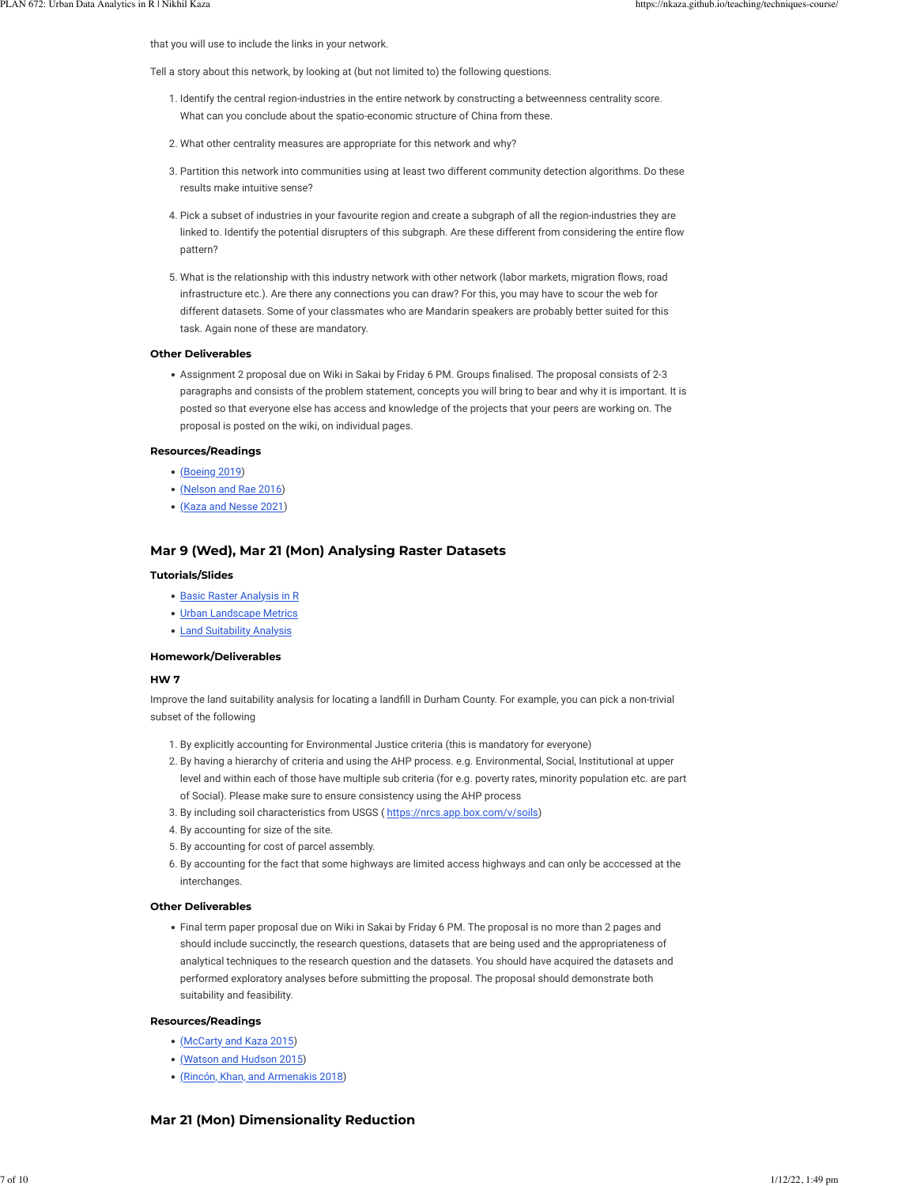that you will use to include the links in your network.

Tell a story about this network, by looking at (but not limited to) the following questions.

1. Identify the central region-industries in the entire network by constructing a betweenness centrality score. What can you conclude about the spatio-economic structure of China from these.
2. What other centrality measures are appropriate for this network and why?
3. Partition this network into communities using at least two different community detection algorithms. Do these results make intuitive sense?
4. Pick a subset of industries in your favourite region and create a subgraph of all the region-industries they are linked to. Identify the potential disrupters of this subgraph. Are these different from considering the entire flow pattern?
5. What is the relationship with this industry network with other network (labor markets, migration flows, road infrastructure etc.). Are there any connections you can draw? For this, you may have to scour the web for different datasets. Some of your classmates who are Mandarin speakers are probably better suited for this task. Again none of these are mandatory.

#### Other Deliverables

- Assignment 2 proposal due on Wiki in Sakai by Friday 6 PM. Groups finalised. The proposal consists of 2-3 paragraphs and consists of the problem statement, concepts you will bring to bear and why it is important. It is posted so that everyone else has access and knowledge of the projects that your peers are working on. The proposal is posted on the wiki, on individual pages.

#### Resources/Readings

- (Boeing 2019)
- (Nelson and Rae 2016)
- (Kaza and Nesse 2021)

### Mar 9 (Wed), Mar 21 (Mon) Analysing Raster Datasets

#### Tutorials/Slides

- Basic Raster Analysis in R
- Urban Landscape Metrics
- Land Suitability Analysis

#### Homework/Deliverables

#### HW 7

Improve the land suitability analysis for locating a landfill in Durham County. For example, you can pick a non-trivial subset of the following

1. By explicitly accounting for Environmental Justice criteria (this is mandatory for everyone)
2. By having a hierarchy of criteria and using the AHP process. e.g. Environmental, Social, Institutional at upper level and within each of those have multiple sub criteria (for e.g. poverty rates, minority population etc. are part of Social). Please make sure to ensure consistency using the AHP process
3. By including soil characteristics from USGS ( https://nrcs.app.box.com/v/soils)
4. By accounting for size of the site.
5. By accounting for cost of parcel assembly.
6. By accounting for the fact that some highways are limited access highways and can only be acccessed at the interchanges.

#### Other Deliverables

- Final term paper proposal due on Wiki in Sakai by Friday 6 PM. The proposal is no more than 2 pages and should include succinctly, the research questions, datasets that are being used and the appropriateness of analytical techniques to the research question and the datasets. You should have acquired the datasets and performed exploratory analyses before submitting the proposal. The proposal should demonstrate both suitability and feasibility.

#### Resources/Readings

- (McCarty and Kaza 2015)
- (Watson and Hudson 2015)
- (Rincón, Khan, and Armenakis 2018)

### Mar 21 (Mon) Dimensionality Reduction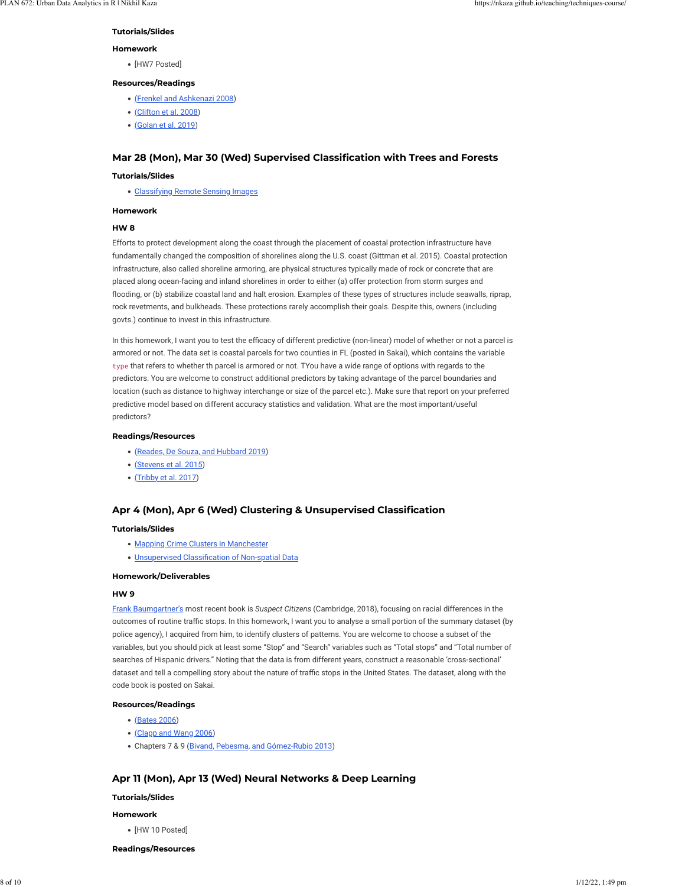#### Tutorials/Slides

#### Homework

- [HW7 Posted]

#### Resources/Readings

- (Frenkel and Ashkenazi 2008)
- (Clifton et al. 2008)
- (Golan et al. 2019)

### Mar 28 (Mon), Mar 30 (Wed) Supervised Classification with Trees and Forests

#### Tutorials/Slides

- Classifying Remote Sensing Images

#### Homework

#### HW 8

Efforts to protect development along the coast through the placement of coastal protection infrastructure have fundamentally changed the composition of shorelines along the U.S. coast (Gittman et al. 2015). Coastal protection infrastructure, also called shoreline armoring, are physical structures typically made of rock or concrete that are placed along ocean-facing and inland shorelines in order to either (a) offer protection from storm surges and flooding, or (b) stabilize coastal land and halt erosion. Examples of these types of structures include seawalls, riprap, rock revetments, and bulkheads. These protections rarely accomplish their goals. Despite this, owners (including govts.) continue to invest in this infrastructure.

In this homework, I want you to test the efficacy of different predictive (non-linear) model of whether or not a parcel is armored or not. The data set is coastal parcels for two counties in FL (posted in Sakai), which contains the variable `type` that refers to whether th parcel is armored or not. TYou have a wide range of options with regards to the predictors. You are welcome to construct additional predictors by taking advantage of the parcel boundaries and location (such as distance to highway interchange or size of the parcel etc.). Make sure that report on your preferred predictive model based on different accuracy statistics and validation. What are the most important/useful predictors?

#### Readings/Resources

- (Reades, De Souza, and Hubbard 2019)
- (Stevens et al. 2015)
- (Tribby et al. 2017)

### Apr 4 (Mon), Apr 6 (Wed) Clustering & Unsupervised Classification

#### Tutorials/Slides

- Mapping Crime Clusters in Manchester
- Unsupervised Classification of Non-spatial Data

#### Homework/Deliverables

#### HW 9

Frank Baumgartner's most recent book is *Suspect Citizens* (Cambridge, 2018), focusing on racial differences in the outcomes of routine traffic stops. In this homework, I want you to analyse a small portion of the summary dataset (by police agency), I acquired from him, to identify clusters of patterns. You are welcome to choose a subset of the variables, but you should pick at least some "Stop" and "Search" variables such as "Total stops" and "Total number of searches of Hispanic drivers." Noting that the data is from different years, construct a reasonable 'cross-sectional' dataset and tell a compelling story about the nature of traffic stops in the United States. The dataset, along with the code book is posted on Sakai.

#### Resources/Readings

- (Bates 2006)
- (Clapp and Wang 2006)
- Chapters 7 & 9 (Bivand, Pebesma, and Gómez-Rubio 2013)

### Apr 11 (Mon), Apr 13 (Wed) Neural Networks & Deep Learning

#### Tutorials/Slides

#### Homework

- [HW 10 Posted]

#### Readings/Resources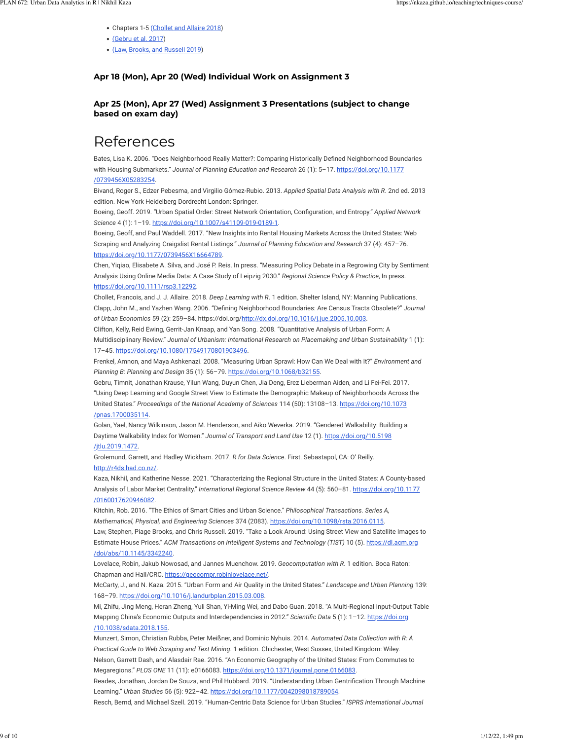- Chapters 1-5 (Chollet and Allaire 2018)
- (Gebru et al. 2017)
- (Law, Brooks, and Russell 2019)

### Apr 18 (Mon), Apr 20 (Wed) Individual Work on Assignment 3

### Apr 25 (Mon), Apr 27 (Wed) Assignment 3 Presentations (subject to change based on exam day)

# References

Bates, Lisa K. 2006. "Does Neighborhood Really Matter?: Comparing Historically Defined Neighborhood Boundaries with Housing Submarkets." *Journal of Planning Education and Research* 26 (1): 5–17. https://doi.org/10.1177/0739456X05283254.

Bivand, Roger S., Edzer Pebesma, and Virgilio Gómez-Rubio. 2013. *Applied Spatial Data Analysis with R*. 2nd ed. 2013 edition. New York Heidelberg Dordrecht London: Springer.

Boeing, Geoff. 2019. "Urban Spatial Order: Street Network Orientation, Configuration, and Entropy." *Applied Network Science* 4 (1): 1–19. https://doi.org/10.1007/s41109-019-0189-1.

Boeing, Geoff, and Paul Waddell. 2017. "New Insights into Rental Housing Markets Across the United States: Web Scraping and Analyzing Craigslist Rental Listings." *Journal of Planning Education and Research* 37 (4): 457–76. https://doi.org/10.1177/0739456X16664789.

Chen, Yiqiao, Elisabete A. Silva, and José P. Reis. In press. "Measuring Policy Debate in a Regrowing City by Sentiment Analysis Using Online Media Data: A Case Study of Leipzig 2030." *Regional Science Policy & Practice*, In press. https://doi.org/10.1111/rsp3.12292.

Chollet, Francois, and J. J. Allaire. 2018. *Deep Learning with R*. 1 edition. Shelter Island, NY: Manning Publications.

Clapp, John M., and Yazhen Wang. 2006. "Defining Neighborhood Boundaries: Are Census Tracts Obsolete?" *Journal of Urban Economics* 59 (2): 259–84. https://doi.org/http://dx.doi.org/10.1016/j.jue.2005.10.003.

Clifton, Kelly, Reid Ewing, Gerrit-Jan Knaap, and Yan Song. 2008. "Quantitative Analysis of Urban Form: A Multidisciplinary Review." *Journal of Urbanism: International Research on Placemaking and Urban Sustainability* 1 (1): 17–45. https://doi.org/10.1080/17549170801903496.

Frenkel, Amnon, and Maya Ashkenazi. 2008. "Measuring Urban Sprawl: How Can We Deal with It?" *Environment and Planning B: Planning and Design* 35 (1): 56–79. https://doi.org/10.1068/b32155.

Gebru, Timnit, Jonathan Krause, Yilun Wang, Duyun Chen, Jia Deng, Erez Lieberman Aiden, and Li Fei-Fei. 2017. "Using Deep Learning and Google Street View to Estimate the Demographic Makeup of Neighborhoods Across the United States." *Proceedings of the National Academy of Sciences* 114 (50): 13108–13. https://doi.org/10.1073/pnas.1700035114.

Golan, Yael, Nancy Wilkinson, Jason M. Henderson, and Aiko Weverka. 2019. "Gendered Walkability: Building a Daytime Walkability Index for Women." *Journal of Transport and Land Use* 12 (1). https://doi.org/10.5198/jtlu.2019.1472.

Grolemund, Garrett, and Hadley Wickham. 2017. *R for Data Science*. First. Sebastapol, CA: O' Reilly. http://r4ds.had.co.nz/.

Kaza, Nikhil, and Katherine Nesse. 2021. "Characterizing the Regional Structure in the United States: A County-based Analysis of Labor Market Centrality." *International Regional Science Review* 44 (5): 560–81. https://doi.org/10.1177/0160017620946082.

Kitchin, Rob. 2016. "The Ethics of Smart Cities and Urban Science." *Philosophical Transactions. Series A, Mathematical, Physical, and Engineering Sciences* 374 (2083). https://doi.org/10.1098/rsta.2016.0115.

Law, Stephen, Piage Brooks, and Chris Russell. 2019. "Take a Look Around: Using Street View and Satellite Images to Estimate House Prices." *ACM Transactions on Intelligent Systems and Technology (TIST)* 10 (5). https://dl.acm.org/doi/abs/10.1145/3342240.

Lovelace, Robin, Jakub Nowosad, and Jannes Muenchow. 2019. *Geocomputation with R*. 1 edition. Boca Raton: Chapman and Hall/CRC. https://geocompr.robinlovelace.net/.

McCarty, J., and N. Kaza. 2015. "Urban Form and Air Quality in the United States." *Landscape and Urban Planning* 139: 168–79. https://doi.org/10.1016/j.landurbplan.2015.03.008.

Mi, Zhifu, Jing Meng, Heran Zheng, Yuli Shan, Yi-Ming Wei, and Dabo Guan. 2018. "A Multi-Regional Input-Output Table Mapping China's Economic Outputs and Interdependencies in 2012." *Scientific Data* 5 (1): 1–12. https://doi.org/10.1038/sdata.2018.155.

Munzert, Simon, Christian Rubba, Peter Meißner, and Dominic Nyhuis. 2014. *Automated Data Collection with R: A Practical Guide to Web Scraping and Text Mining*. 1 edition. Chichester, West Sussex, United Kingdom: Wiley.

Nelson, Garrett Dash, and Alasdair Rae. 2016. "An Economic Geography of the United States: From Commutes to Megaregions." *PLOS ONE* 11 (11): e0166083. https://doi.org/10.1371/journal.pone.0166083.

Reades, Jonathan, Jordan De Souza, and Phil Hubbard. 2019. "Understanding Urban Gentrification Through Machine Learning." *Urban Studies* 56 (5): 922–42. https://doi.org/10.1177/0042098018789054.

Resch, Bernd, and Michael Szell. 2019. "Human-Centric Data Science for Urban Studies." *ISPRS International Journal*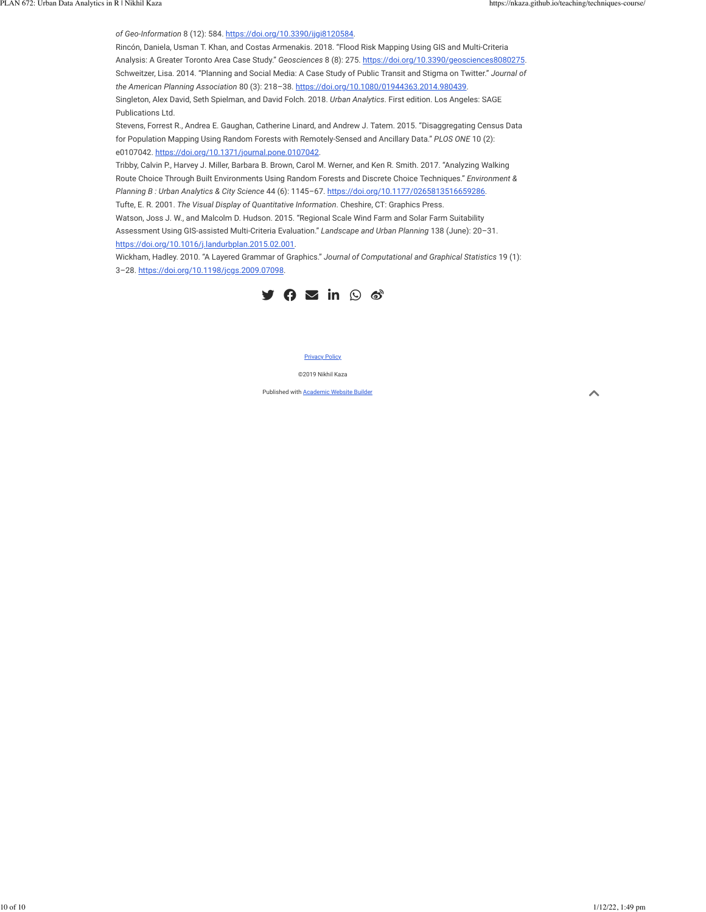*of Geo-Information* 8 (12): 584. https://doi.org/10.3390/ijgi8120584.

Rincón, Daniela, Usman T. Khan, and Costas Armenakis. 2018. "Flood Risk Mapping Using GIS and Multi-Criteria Analysis: A Greater Toronto Area Case Study." *Geosciences* 8 (8): 275. https://doi.org/10.3390/geosciences8080275.

Schweitzer, Lisa. 2014. "Planning and Social Media: A Case Study of Public Transit and Stigma on Twitter." *Journal of the American Planning Association* 80 (3): 218–38. https://doi.org/10.1080/01944363.2014.980439.

Singleton, Alex David, Seth Spielman, and David Folch. 2018. *Urban Analytics*. First edition. Los Angeles: SAGE Publications Ltd.

Stevens, Forrest R., Andrea E. Gaughan, Catherine Linard, and Andrew J. Tatem. 2015. "Disaggregating Census Data for Population Mapping Using Random Forests with Remotely-Sensed and Ancillary Data." *PLOS ONE* 10 (2): e0107042. https://doi.org/10.1371/journal.pone.0107042.

Tribby, Calvin P., Harvey J. Miller, Barbara B. Brown, Carol M. Werner, and Ken R. Smith. 2017. "Analyzing Walking Route Choice Through Built Environments Using Random Forests and Discrete Choice Techniques." *Environment & Planning B : Urban Analytics & City Science* 44 (6): 1145–67. https://doi.org/10.1177/0265813516659286.

Tufte, E. R. 2001. *The Visual Display of Quantitative Information*. Cheshire, CT: Graphics Press.

Watson, Joss J. W., and Malcolm D. Hudson. 2015. "Regional Scale Wind Farm and Solar Farm Suitability Assessment Using GIS-assisted Multi-Criteria Evaluation." *Landscape and Urban Planning* 138 (June): 20–31. https://doi.org/10.1016/j.landurbplan.2015.02.001.

Wickham, Hadley. 2010. "A Layered Grammar of Graphics." *Journal of Computational and Graphical Statistics* 19 (1): 3–28. https://doi.org/10.1198/jcgs.2009.07098.

Privacy Policy

©2019 Nikhil Kaza

Published with Academic Website Builder